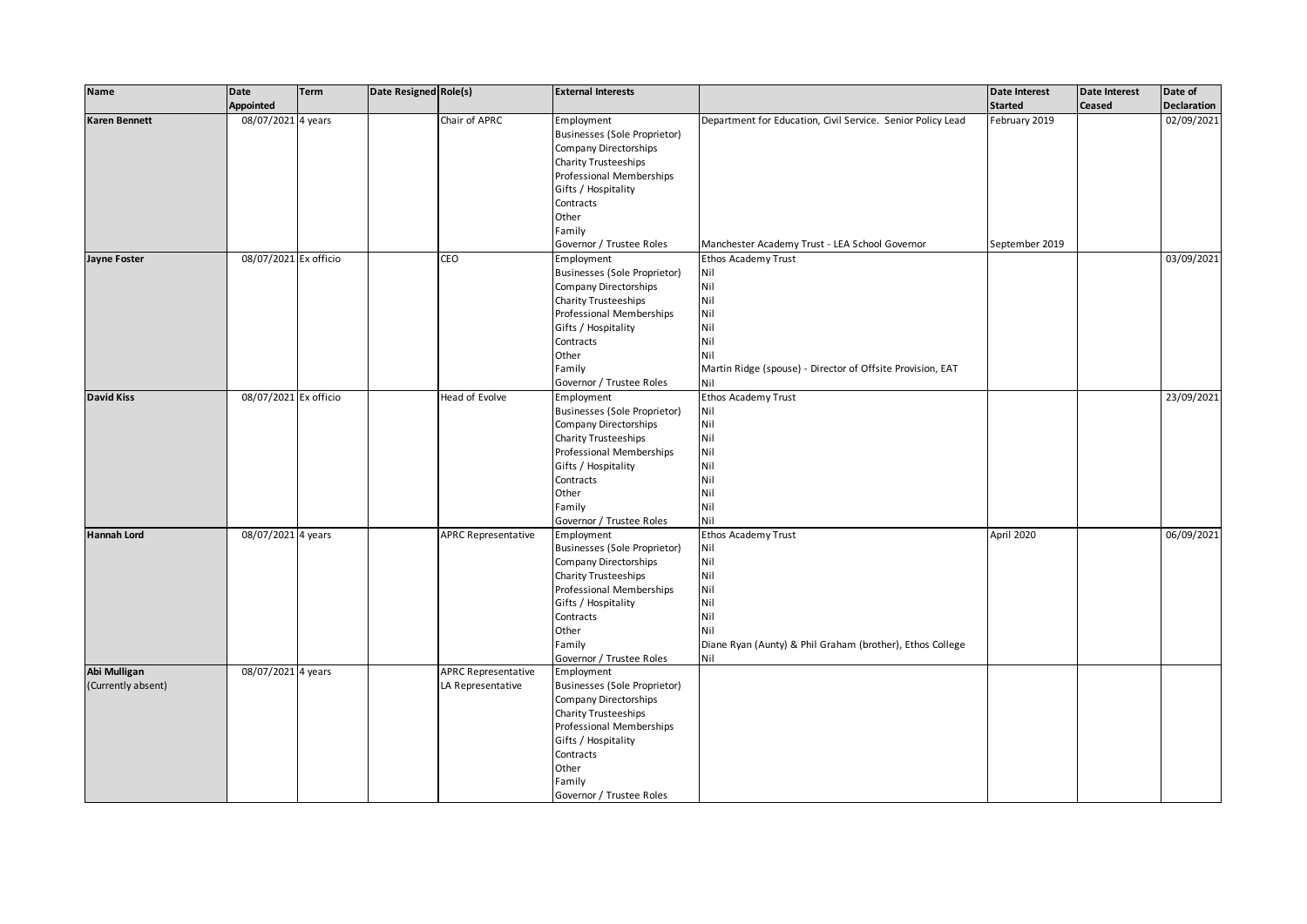| Name | Date Appointed | Term | Date Resigned | Role(s) | External Interests | | Date Interest Started | Date Interest Ceased | Date of Declaration |
|---|---|---|---|---|---|---|---|---|---|
| **Karen Bennett** | 08/07/2021 | 4 years | | Chair of APRC | Employment | Department for Education, Civil Service. Senior Policy Lead | February 2019 | | 02/09/2021 |
| | | | | | Businesses (Sole Proprietor) | | | | |
| | | | | | Company Directorships | | | | |
| | | | | | Charity Trusteeships | | | | |
| | | | | | Professional Memberships | | | | |
| | | | | | Gifts / Hospitality | | | | |
| | | | | | Contracts | | | | |
| | | | | | Other | | | | |
| | | | | | Family | | | | |
| | | | | | Governor / Trustee Roles | Manchester Academy Trust - LEA School Governor | September 2019 | | |
| **Jayne Foster** | 08/07/2021 | Ex officio | | CEO | Employment | Ethos Academy Trust | | | 03/09/2021 |
| | | | | | Businesses (Sole Proprietor) | Nil | | | |
| | | | | | Company Directorships | Nil | | | |
| | | | | | Charity Trusteeships | Nil | | | |
| | | | | | Professional Memberships | Nil | | | |
| | | | | | Gifts / Hospitality | Nil | | | |
| | | | | | Contracts | Nil | | | |
| | | | | | Other | Nil | | | |
| | | | | | Family | Martin Ridge (spouse) - Director of Offsite Provision, EAT | | | |
| | | | | | Governor / Trustee Roles | Nil | | | |
| **David Kiss** | 08/07/2021 | Ex officio | | Head of Evolve | Employment | Ethos Academy Trust | | | 23/09/2021 |
| | | | | | Businesses (Sole Proprietor) | Nil | | | |
| | | | | | Company Directorships | Nil | | | |
| | | | | | Charity Trusteeships | Nil | | | |
| | | | | | Professional Memberships | Nil | | | |
| | | | | | Gifts / Hospitality | Nil | | | |
| | | | | | Contracts | Nil | | | |
| | | | | | Other | Nil | | | |
| | | | | | Family | Nil | | | |
| | | | | | Governor / Trustee Roles | Nil | | | |
| **Hannah Lord** | 08/07/2021 | 4 years | | APRC Representative | Employment | Ethos Academy Trust | April 2020 | | 06/09/2021 |
| | | | | | Businesses (Sole Proprietor) | Nil | | | |
| | | | | | Company Directorships | Nil | | | |
| | | | | | Charity Trusteeships | Nil | | | |
| | | | | | Professional Memberships | Nil | | | |
| | | | | | Gifts / Hospitality | Nil | | | |
| | | | | | Contracts | Nil | | | |
| | | | | | Other | Nil | | | |
| | | | | | Family | Diane Ryan (Aunty) & Phil Graham (brother), Ethos College | | | |
| | | | | | Governor / Trustee Roles | Nil | | | |
| **Abi Mulligan** (Currently absent) | 08/07/2021 | 4 years | | APRC Representative LA Representative | Employment | | | | |
| | | | | | Businesses (Sole Proprietor) | | | | |
| | | | | | Company Directorships | | | | |
| | | | | | Charity Trusteeships | | | | |
| | | | | | Professional Memberships | | | | |
| | | | | | Gifts / Hospitality | | | | |
| | | | | | Contracts | | | | |
| | | | | | Other | | | | |
| | | | | | Family | | | | |
| | | | | | Governor / Trustee Roles | | | | |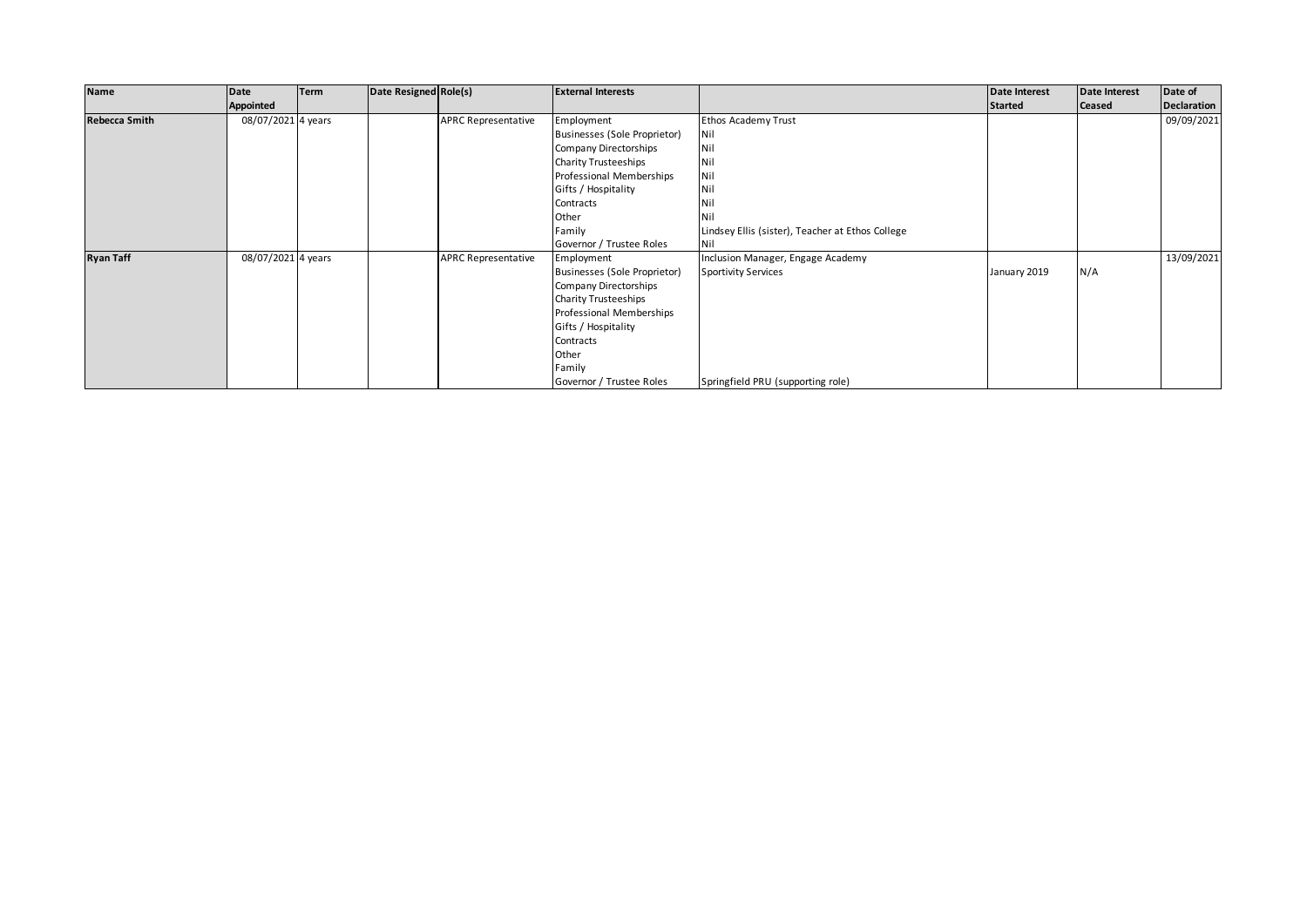| Name | Date Appointed | Term | Date Resigned | Role(s) | External Interests | | Date Interest Started | Date Interest Ceased | Date of Declaration |
|---|---|---|---|---|---|---|---|---|---|
| **Rebecca Smith** | 08/07/2021 | 4 years | | APRC Representative | Employment | Ethos Academy Trust | | | 09/09/2021 |
| | | | | | Businesses (Sole Proprietor) | Nil | | | |
| | | | | | Company Directorships | Nil | | | |
| | | | | | Charity Trusteeships | Nil | | | |
| | | | | | Professional Memberships | Nil | | | |
| | | | | | Gifts / Hospitality | Nil | | | |
| | | | | | Contracts | Nil | | | |
| | | | | | Other | Nil | | | |
| | | | | | Family | Lindsey Ellis (sister), Teacher at Ethos College | | | |
| | | | | | Governor / Trustee Roles | Nil | | | |
| **Ryan Taff** | 08/07/2021 | 4 years | | APRC Representative | Employment | Inclusion Manager, Engage Academy | | | 13/09/2021 |
| | | | | | Businesses (Sole Proprietor) | Sportivity Services | January 2019 | N/A | |
| | | | | | Company Directorships | | | | |
| | | | | | Charity Trusteeships | | | | |
| | | | | | Professional Memberships | | | | |
| | | | | | Gifts / Hospitality | | | | |
| | | | | | Contracts | | | | |
| | | | | | Other | | | | |
| | | | | | Family | | | | |
| | | | | | Governor / Trustee Roles | Springfield PRU (supporting role) | | | |